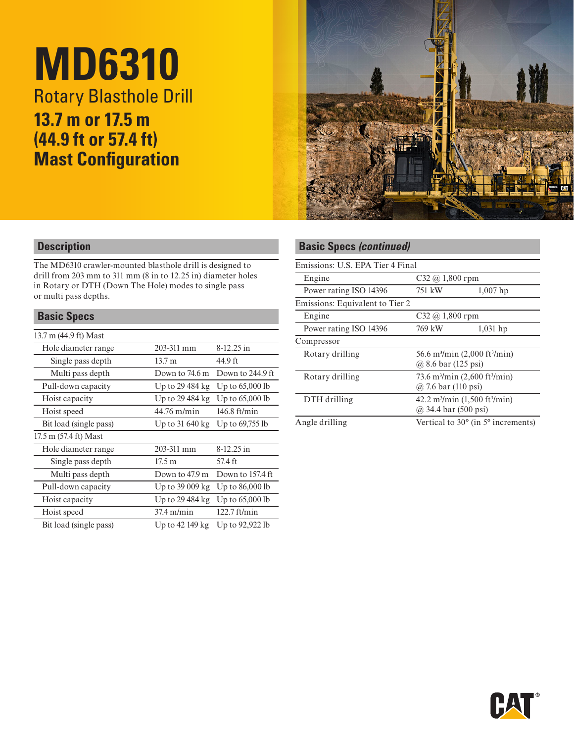# MD6310

## Rotary Blasthole Drill

## 13.7 m or 17.5 m (44.9 ft or 57.4 ft) Mast Configuration

## Description

The MD6310 crawler-mounted blasthole drill is designed to drill from 203 mm to 311 mm (8 in to 12.25 in) diameter holes in Rotary or DTH (Down The Hole) modes to single pass or multi pass depths.

## Basic Specs

| | | |
|---|---|---|
| **13.7 m (44.9 ft) Mast** | | |
| Hole diameter range | 203-311 mm | 8-12.25 in |
| Single pass depth | 13.7 m | 44.9 ft |
| Multi pass depth | Down to 74.6 m | Down to 244.9 ft |
| Pull-down capacity | Up to 29 484 kg | Up to 65,000 lb |
| Hoist capacity | Up to 29 484 kg | Up to 65,000 lb |
| Hoist speed | 44.76 m/min | 146.8 ft/min |
| Bit load (single pass) | Up to 31 640 kg | Up to 69,755 lb |
| **17.5 m (57.4 ft) Mast** | | |
| Hole diameter range | 203-311 mm | 8-12.25 in |
| Single pass depth | 17.5 m | 57.4 ft |
| Multi pass depth | Down to 47.9 m | Down to 157.4 ft |
| Pull-down capacity | Up to 39 009 kg | Up to 86,000 lb |
| Hoist capacity | Up to 29 484 kg | Up to 65,000 lb |
| Hoist speed | 37.4 m/min | 122.7 ft/min |
| Bit load (single pass) | Up to 42 149 kg | Up to 92,922 lb |

## Basic Specs *(continued)*

| | | |
|---|---|---|
| **Emissions: U.S. EPA Tier 4 Final** | | |
| Engine | C32 @ 1,800 rpm | |
| Power rating ISO 14396 | 751 kW | 1,007 hp |
| **Emissions: Equivalent to Tier 2** | | |
| Engine | C32 @ 1,800 rpm | |
| Power rating ISO 14396 | 769 kW | 1,031 hp |
| **Compressor** | | |
| Rotary drilling | 56.6 m³/min (2,000 ft³/min) @ 8.6 bar (125 psi) | |
| Rotary drilling | 73.6 m³/min (2,600 ft³/min) @ 7.6 bar (110 psi) | |
| DTH drilling | 42.2 m³/min (1,500 ft³/min) @ 34.4 bar (500 psi) | |
| **Angle drilling** | Vertical to 30° (in 5° increments) | |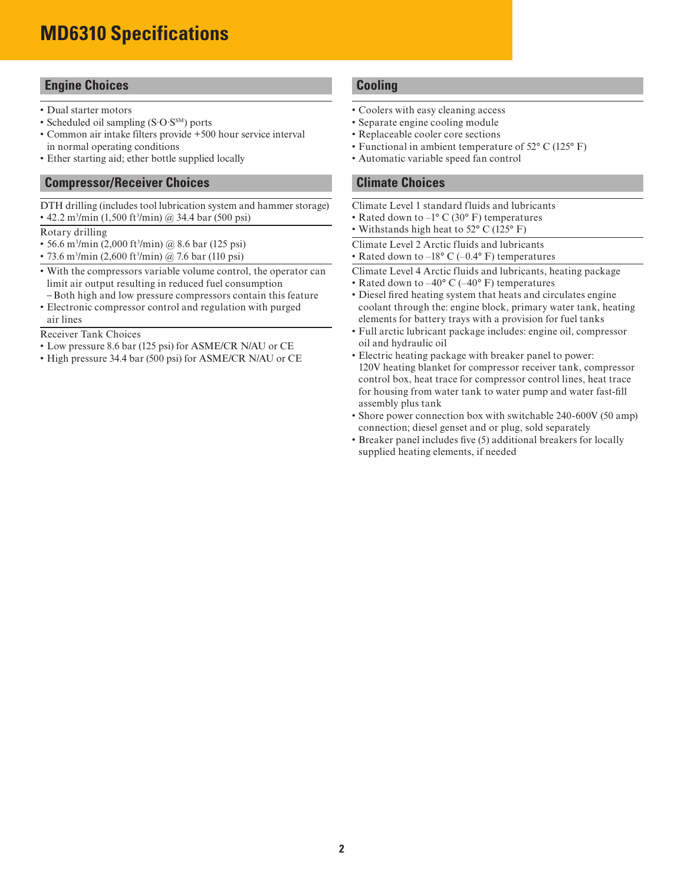# MD6310 Specifications

## Engine Choices

- Dual starter motors
- Scheduled oil sampling (S·O·S℠) ports
- Common air intake filters provide +500 hour service interval in normal operating conditions
- Ether starting aid; ether bottle supplied locally

## Compressor/Receiver Choices

DTH drilling (includes tool lubrication system and hammer storage)

- 42.2 $m^3$/min (1,500 $ft^3$/min) @ 34.4 bar (500 psi)

Rotary drilling

- 56.6 $m^3$/min (2,000 $ft^3$/min) @ 8.6 bar (125 psi)
- 73.6 $m^3$/min (2,600 $ft^3$/min) @ 7.6 bar (110 psi)

- With the compressors variable volume control, the operator can limit air output resulting in reduced fuel consumption
  - Both high and low pressure compressors contain this feature
- Electronic compressor control and regulation with purged air lines

Receiver Tank Choices

- Low pressure 8.6 bar (125 psi) for ASME/CR N/AU or CE
- High pressure 34.4 bar (500 psi) for ASME/CR N/AU or CE

## Cooling

- Coolers with easy cleaning access
- Separate engine cooling module
- Replaceable cooler core sections
- Functional in ambient temperature of 52° C (125° F)
- Automatic variable speed fan control

## Climate Choices

Climate Level 1 standard fluids and lubricants

- Rated down to –1° C (30° F) temperatures
- Withstands high heat to 52° C (125° F)

Climate Level 2 Arctic fluids and lubricants

- Rated down to –18° C (–0.4° F) temperatures

Climate Level 4 Arctic fluids and lubricants, heating package

- Rated down to –40° C (–40° F) temperatures
- Diesel fired heating system that heats and circulates engine coolant through the: engine block, primary water tank, heating elements for battery trays with a provision for fuel tanks
- Full arctic lubricant package includes: engine oil, compressor oil and hydraulic oil
- Electric heating package with breaker panel to power: 120V heating blanket for compressor receiver tank, compressor control box, heat trace for compressor control lines, heat trace for housing from water tank to water pump and water fast-fill assembly plus tank
- Shore power connection box with switchable 240-600V (50 amp) connection; diesel genset and or plug, sold separately
- Breaker panel includes five (5) additional breakers for locally supplied heating elements, if needed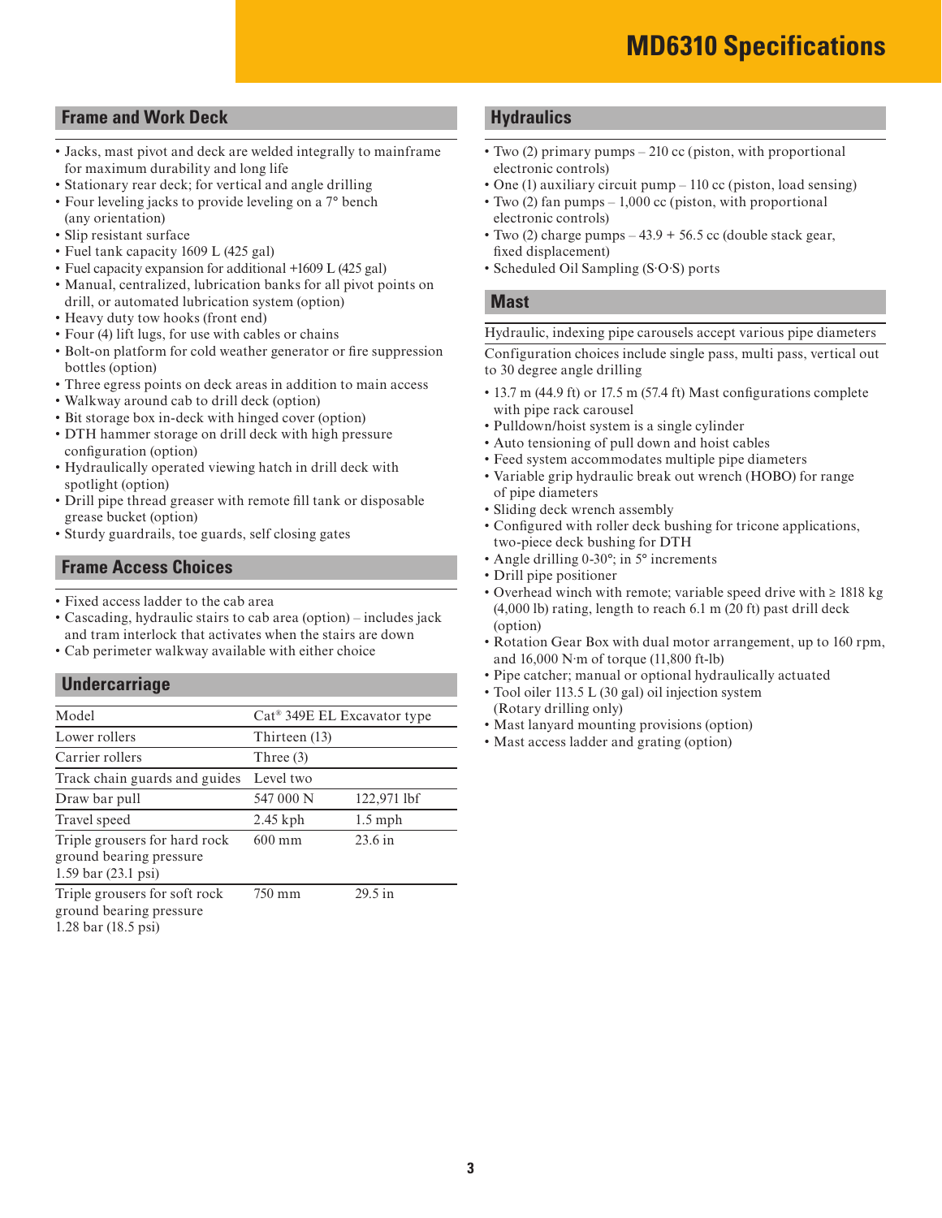# MD6310 Specifications

## Frame and Work Deck

- Jacks, mast pivot and deck are welded integrally to mainframe for maximum durability and long life
- Stationary rear deck; for vertical and angle drilling
- Four leveling jacks to provide leveling on a 7° bench (any orientation)
- Slip resistant surface
- Fuel tank capacity 1609 L (425 gal)
- Fuel capacity expansion for additional +1609 L (425 gal)
- Manual, centralized, lubrication banks for all pivot points on drill, or automated lubrication system (option)
- Heavy duty tow hooks (front end)
- Four (4) lift lugs, for use with cables or chains
- Bolt-on platform for cold weather generator or fire suppression bottles (option)
- Three egress points on deck areas in addition to main access
- Walkway around cab to drill deck (option)
- Bit storage box in-deck with hinged cover (option)
- DTH hammer storage on drill deck with high pressure configuration (option)
- Hydraulically operated viewing hatch in drill deck with spotlight (option)
- Drill pipe thread greaser with remote fill tank or disposable grease bucket (option)
- Sturdy guardrails, toe guards, self closing gates

## Frame Access Choices

- Fixed access ladder to the cab area
- Cascading, hydraulic stairs to cab area (option) – includes jack and tram interlock that activates when the stairs are down
- Cab perimeter walkway available with either choice

## Undercarriage

| | | |
|---|---|---|
| Model | Cat® 349E EL Excavator type | |
| Lower rollers | Thirteen (13) | |
| Carrier rollers | Three (3) | |
| Track chain guards and guides | Level two | |
| Draw bar pull | 547 000 N | 122,971 lbf |
| Travel speed | 2.45 kph | 1.5 mph |
| Triple grousers for hard rock ground bearing pressure 1.59 bar (23.1 psi) | 600 mm | 23.6 in |
| Triple grousers for soft rock ground bearing pressure 1.28 bar (18.5 psi) | 750 mm | 29.5 in |

## Hydraulics

- Two (2) primary pumps – 210 cc (piston, with proportional electronic controls)
- One (1) auxiliary circuit pump – 110 cc (piston, load sensing)
- Two (2) fan pumps – 1,000 cc (piston, with proportional electronic controls)
- Two (2) charge pumps – 43.9 + 56.5 cc (double stack gear, fixed displacement)
- Scheduled Oil Sampling (S·O·S) ports

## Mast

Hydraulic, indexing pipe carousels accept various pipe diameters

Configuration choices include single pass, multi pass, vertical out to 30 degree angle drilling

- 13.7 m (44.9 ft) or 17.5 m (57.4 ft) Mast configurations complete with pipe rack carousel
- Pulldown/hoist system is a single cylinder
- Auto tensioning of pull down and hoist cables
- Feed system accommodates multiple pipe diameters
- Variable grip hydraulic break out wrench (HOBO) for range of pipe diameters
- Sliding deck wrench assembly
- Configured with roller deck bushing for tricone applications, two-piece deck bushing for DTH
- Angle drilling 0-30°; in 5° increments
- Drill pipe positioner
- Overhead winch with remote; variable speed drive with ≥ 1818 kg (4,000 lb) rating, length to reach 6.1 m (20 ft) past drill deck (option)
- Rotation Gear Box with dual motor arrangement, up to 160 rpm, and 16,000 N·m of torque (11,800 ft-lb)
- Pipe catcher; manual or optional hydraulically actuated
- Tool oiler 113.5 L (30 gal) oil injection system (Rotary drilling only)
- Mast lanyard mounting provisions (option)
- Mast access ladder and grating (option)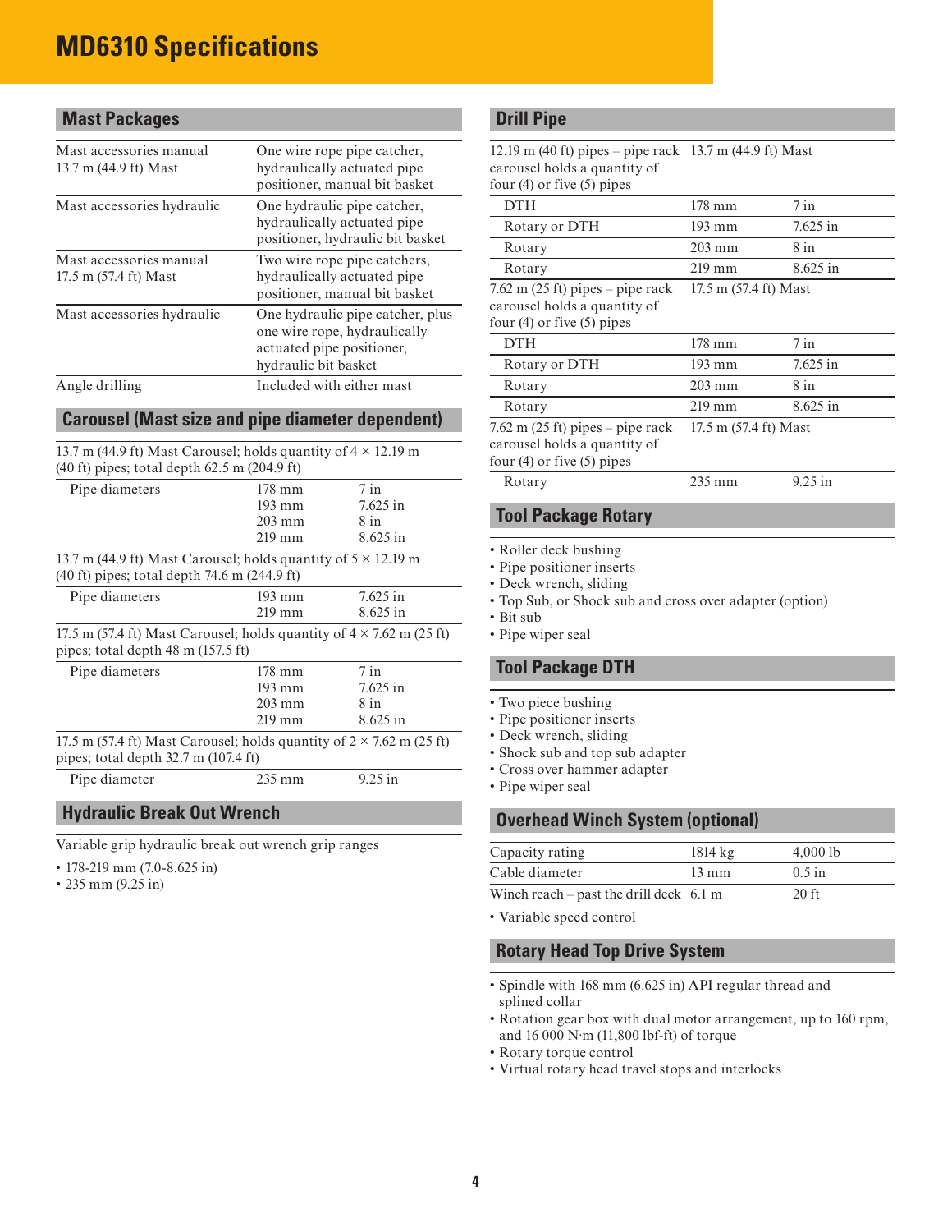# MD6310 Specifications

## Mast Packages

| | |
|---|---|
| Mast accessories manual 13.7 m (44.9 ft) Mast | One wire rope pipe catcher, hydraulically actuated pipe positioner, manual bit basket |
| Mast accessories hydraulic | One hydraulic pipe catcher, hydraulically actuated pipe positioner, hydraulic bit basket |
| Mast accessories manual 17.5 m (57.4 ft) Mast | Two wire rope pipe catchers, hydraulically actuated pipe positioner, manual bit basket |
| Mast accessories hydraulic | One hydraulic pipe catcher, plus one wire rope, hydraulically actuated pipe positioner, hydraulic bit basket |
| Angle drilling | Included with either mast |

## Carousel (Mast size and pipe diameter dependent)

| | | |
|---|---|---|
| 13.7 m (44.9 ft) Mast Carousel; holds quantity of 4 × 12.19 m (40 ft) pipes; total depth 62.5 m (204.9 ft) | | |
| Pipe diameters | 178 mm<br>193 mm<br>203 mm<br>219 mm | 7 in<br>7.625 in<br>8 in<br>8.625 in |
| 13.7 m (44.9 ft) Mast Carousel; holds quantity of 5 × 12.19 m (40 ft) pipes; total depth 74.6 m (244.9 ft) | | |
| Pipe diameters | 193 mm<br>219 mm | 7.625 in<br>8.625 in |
| 17.5 m (57.4 ft) Mast Carousel; holds quantity of 4 × 7.62 m (25 ft) pipes; total depth 48 m (157.5 ft) | | |
| Pipe diameters | 178 mm<br>193 mm<br>203 mm<br>219 mm | 7 in<br>7.625 in<br>8 in<br>8.625 in |
| 17.5 m (57.4 ft) Mast Carousel; holds quantity of 2 × 7.62 m (25 ft) pipes; total depth 32.7 m (107.4 ft) | | |
| Pipe diameter | 235 mm | 9.25 in |

## Hydraulic Break Out Wrench

Variable grip hydraulic break out wrench grip ranges

- 178-219 mm (7.0-8.625 in)
- 235 mm (9.25 in)

## Drill Pipe

| | | |
|---|---|---|
| 12.19 m (40 ft) pipes – pipe rack carousel holds a quantity of four (4) or five (5) pipes | 13.7 m (44.9 ft) Mast | |
| DTH | 178 mm | 7 in |
| Rotary or DTH | 193 mm | 7.625 in |
| Rotary | 203 mm | 8 in |
| Rotary | 219 mm | 8.625 in |
| 7.62 m (25 ft) pipes – pipe rack carousel holds a quantity of four (4) or five (5) pipes | 17.5 m (57.4 ft) Mast | |
| DTH | 178 mm | 7 in |
| Rotary or DTH | 193 mm | 7.625 in |
| Rotary | 203 mm | 8 in |
| Rotary | 219 mm | 8.625 in |
| 7.62 m (25 ft) pipes – pipe rack carousel holds a quantity of four (4) or five (5) pipes | 17.5 m (57.4 ft) Mast | |
| Rotary | 235 mm | 9.25 in |

## Tool Package Rotary

- Roller deck bushing
- Pipe positioner inserts
- Deck wrench, sliding
- Top Sub, or Shock sub and cross over adapter (option)
- Bit sub
- Pipe wiper seal

## Tool Package DTH

- Two piece bushing
- Pipe positioner inserts
- Deck wrench, sliding
- Shock sub and top sub adapter
- Cross over hammer adapter
- Pipe wiper seal

## Overhead Winch System (optional)

| | | |
|---|---|---|
| Capacity rating | 1814 kg | 4,000 lb |
| Cable diameter | 13 mm | 0.5 in |
| Winch reach – past the drill deck | 6.1 m | 20 ft |

- Variable speed control

## Rotary Head Top Drive System

- Spindle with 168 mm (6.625 in) API regular thread and splined collar
- Rotation gear box with dual motor arrangement, up to 160 rpm, and 16 000 N·m (11,800 lbf-ft) of torque
- Rotary torque control
- Virtual rotary head travel stops and interlocks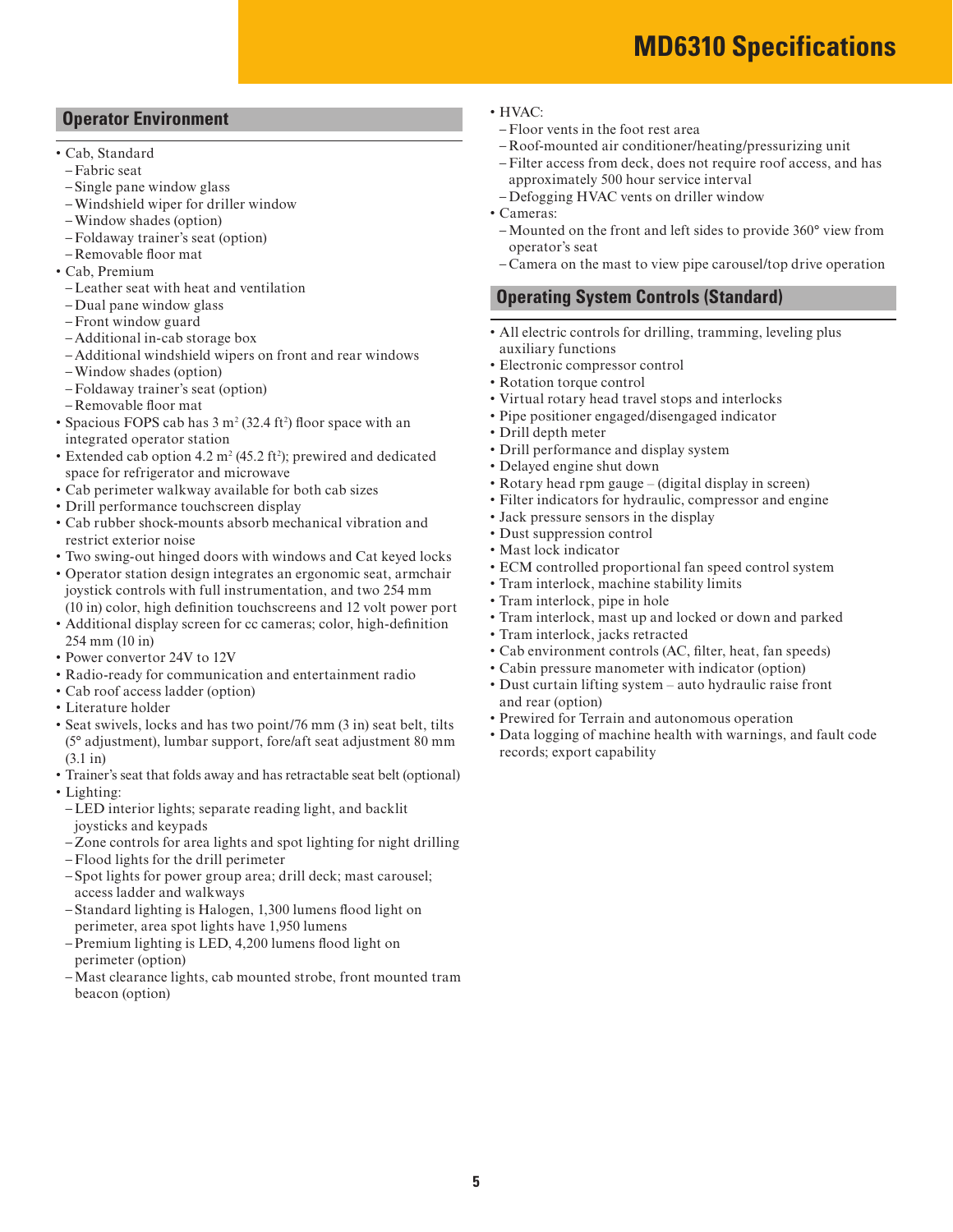# MD6310 Specifications

## Operator Environment

- Cab, Standard
  - Fabric seat
  - Single pane window glass
  - Windshield wiper for driller window
  - Window shades (option)
  - Foldaway trainer's seat (option)
  - Removable floor mat
- Cab, Premium
  - Leather seat with heat and ventilation
  - Dual pane window glass
  - Front window guard
  - Additional in-cab storage box
  - Additional windshield wipers on front and rear windows
  - Window shades (option)
  - Foldaway trainer's seat (option)
  - Removable floor mat
- Spacious FOPS cab has 3 $m^2$ (32.4 $ft^2$) floor space with an integrated operator station
- Extended cab option 4.2 $m^2$ (45.2 $ft^2$); prewired and dedicated space for refrigerator and microwave
- Cab perimeter walkway available for both cab sizes
- Drill performance touchscreen display
- Cab rubber shock-mounts absorb mechanical vibration and restrict exterior noise
- Two swing-out hinged doors with windows and Cat keyed locks
- Operator station design integrates an ergonomic seat, armchair joystick controls with full instrumentation, and two 254 mm (10 in) color, high definition touchscreens and 12 volt power port
- Additional display screen for cc cameras; color, high-definition 254 mm (10 in)
- Power convertor 24V to 12V
- Radio-ready for communication and entertainment radio
- Cab roof access ladder (option)
- Literature holder
- Seat swivels, locks and has two point/76 mm (3 in) seat belt, tilts (5° adjustment), lumbar support, fore/aft seat adjustment 80 mm (3.1 in)
- Trainer's seat that folds away and has retractable seat belt (optional)
- Lighting:
  - LED interior lights; separate reading light, and backlit joysticks and keypads
  - Zone controls for area lights and spot lighting for night drilling
  - Flood lights for the drill perimeter
  - Spot lights for power group area; drill deck; mast carousel; access ladder and walkways
  - Standard lighting is Halogen, 1,300 lumens flood light on perimeter, area spot lights have 1,950 lumens
  - Premium lighting is LED, 4,200 lumens flood light on perimeter (option)
  - Mast clearance lights, cab mounted strobe, front mounted tram beacon (option)
- HVAC:
  - Floor vents in the foot rest area
  - Roof-mounted air conditioner/heating/pressurizing unit
  - Filter access from deck, does not require roof access, and has approximately 500 hour service interval
  - Defogging HVAC vents on driller window
- Cameras:
  - Mounted on the front and left sides to provide 360° view from operator's seat
  - Camera on the mast to view pipe carousel/top drive operation

## Operating System Controls (Standard)

- All electric controls for drilling, tramming, leveling plus auxiliary functions
- Electronic compressor control
- Rotation torque control
- Virtual rotary head travel stops and interlocks
- Pipe positioner engaged/disengaged indicator
- Drill depth meter
- Drill performance and display system
- Delayed engine shut down
- Rotary head rpm gauge – (digital display in screen)
- Filter indicators for hydraulic, compressor and engine
- Jack pressure sensors in the display
- Dust suppression control
- Mast lock indicator
- ECM controlled proportional fan speed control system
- Tram interlock, machine stability limits
- Tram interlock, pipe in hole
- Tram interlock, mast up and locked or down and parked
- Tram interlock, jacks retracted
- Cab environment controls (AC, filter, heat, fan speeds)
- Cabin pressure manometer with indicator (option)
- Dust curtain lifting system – auto hydraulic raise front and rear (option)
- Prewired for Terrain and autonomous operation
- Data logging of machine health with warnings, and fault code records; export capability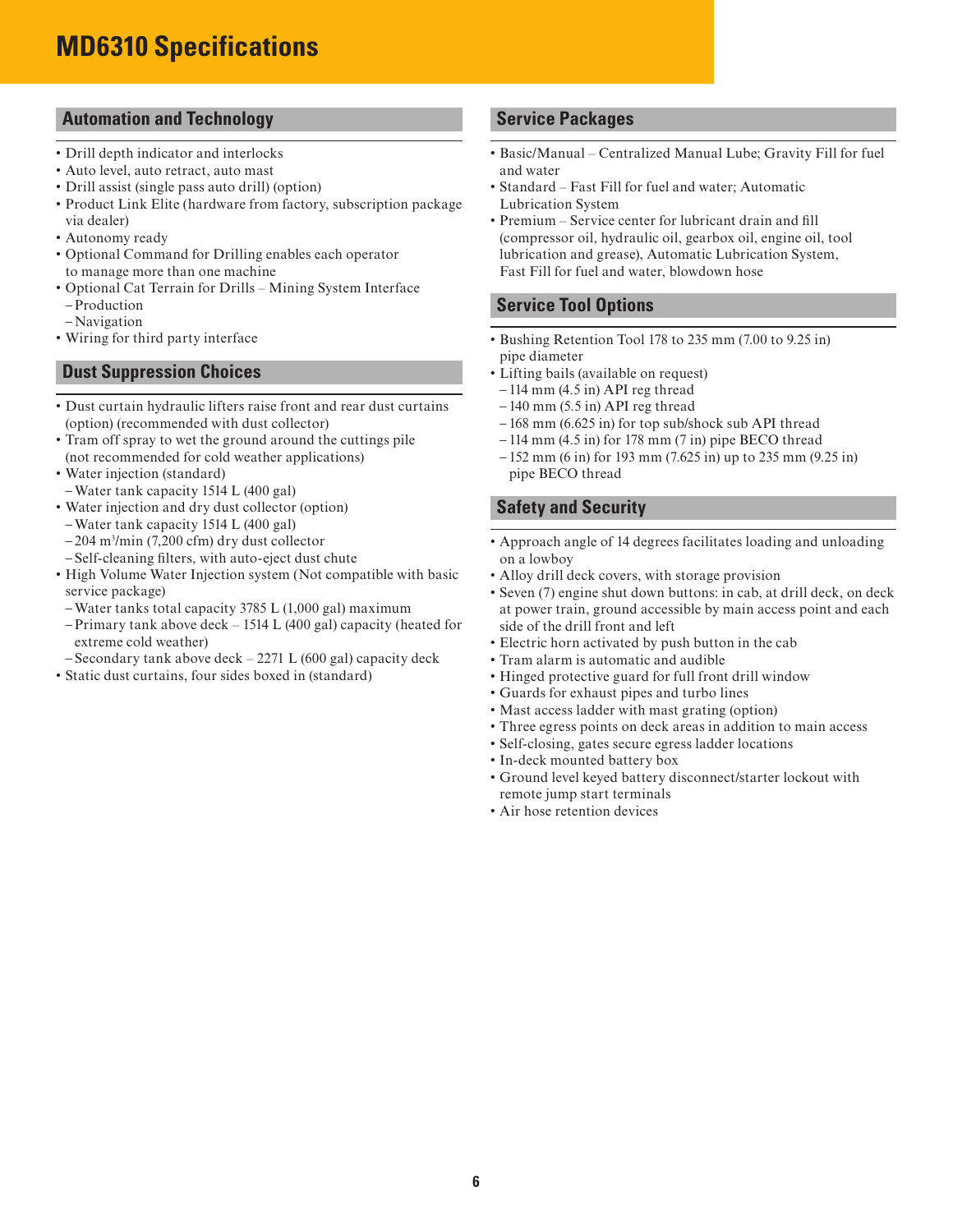# MD6310 Specifications

## Automation and Technology

- Drill depth indicator and interlocks
- Auto level, auto retract, auto mast
- Drill assist (single pass auto drill) (option)
- Product Link Elite (hardware from factory, subscription package via dealer)
- Autonomy ready
- Optional Command for Drilling enables each operator to manage more than one machine
- Optional Cat Terrain for Drills – Mining System Interface
  - Production
  - Navigation
- Wiring for third party interface

## Dust Suppression Choices

- Dust curtain hydraulic lifters raise front and rear dust curtains (option) (recommended with dust collector)
- Tram off spray to wet the ground around the cuttings pile (not recommended for cold weather applications)
- Water injection (standard)
  - Water tank capacity 1514 L (400 gal)
- Water injection and dry dust collector (option)
  - Water tank capacity 1514 L (400 gal)
  - 204 $m^3$/min (7,200 cfm) dry dust collector
  - Self-cleaning filters, with auto-eject dust chute
- High Volume Water Injection system (Not compatible with basic service package)
  - Water tanks total capacity 3785 L (1,000 gal) maximum
  - Primary tank above deck – 1514 L (400 gal) capacity (heated for extreme cold weather)
  - Secondary tank above deck – 2271 L (600 gal) capacity deck
- Static dust curtains, four sides boxed in (standard)

## Service Packages

- Basic/Manual – Centralized Manual Lube; Gravity Fill for fuel and water
- Standard – Fast Fill for fuel and water; Automatic Lubrication System
- Premium – Service center for lubricant drain and fill (compressor oil, hydraulic oil, gearbox oil, engine oil, tool lubrication and grease), Automatic Lubrication System, Fast Fill for fuel and water, blowdown hose

## Service Tool Options

- Bushing Retention Tool 178 to 235 mm (7.00 to 9.25 in) pipe diameter
- Lifting bails (available on request)
  - 114 mm (4.5 in) API reg thread
  - 140 mm (5.5 in) API reg thread
  - 168 mm (6.625 in) for top sub/shock sub API thread
  - 114 mm (4.5 in) for 178 mm (7 in) pipe BECO thread
  - 152 mm (6 in) for 193 mm (7.625 in) up to 235 mm (9.25 in) pipe BECO thread

## Safety and Security

- Approach angle of 14 degrees facilitates loading and unloading on a lowboy
- Alloy drill deck covers, with storage provision
- Seven (7) engine shut down buttons: in cab, at drill deck, on deck at power train, ground accessible by main access point and each side of the drill front and left
- Electric horn activated by push button in the cab
- Tram alarm is automatic and audible
- Hinged protective guard for full front drill window
- Guards for exhaust pipes and turbo lines
- Mast access ladder with mast grating (option)
- Three egress points on deck areas in addition to main access
- Self-closing, gates secure egress ladder locations
- In-deck mounted battery box
- Ground level keyed battery disconnect/starter lockout with remote jump start terminals
- Air hose retention devices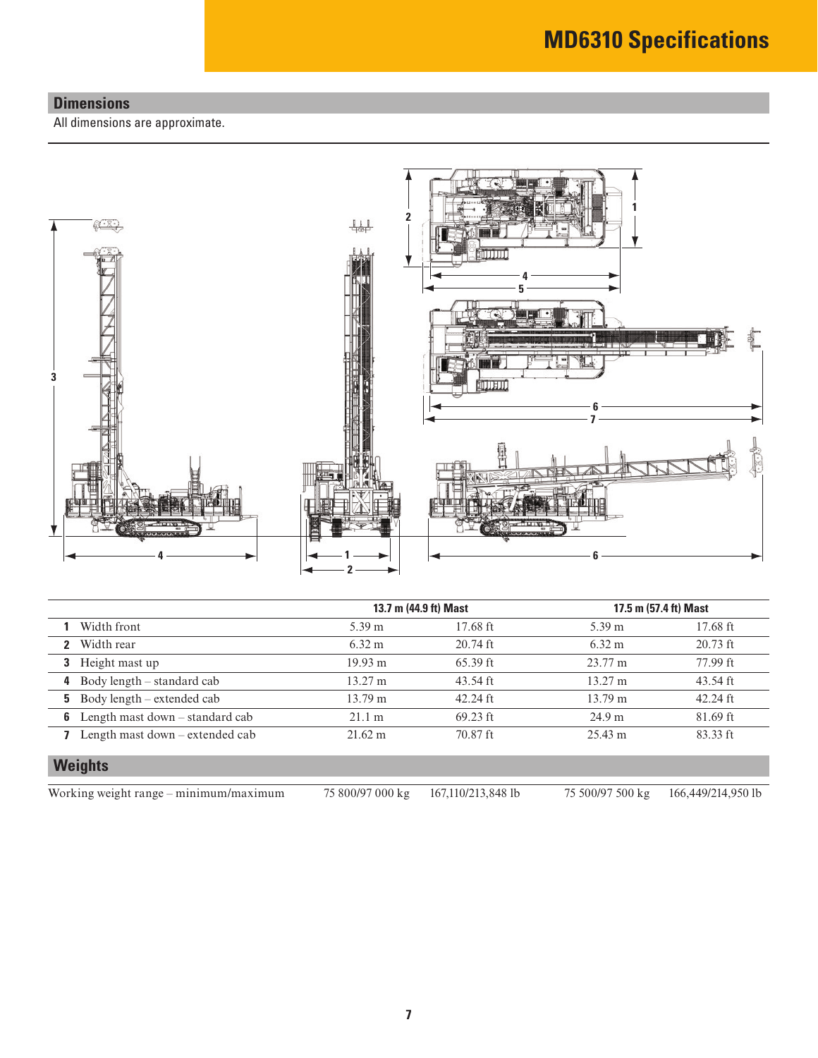# MD6310 Specifications

## Dimensions

All dimensions are approximate.

| | | 13.7 m (44.9 ft) Mast | | 17.5 m (57.4 ft) Mast | |
|---|---|---|---|---|---|
| **1** | Width front | 5.39 m | 17.68 ft | 5.39 m | 17.68 ft |
| **2** | Width rear | 6.32 m | 20.74 ft | 6.32 m | 20.73 ft |
| **3** | Height mast up | 19.93 m | 65.39 ft | 23.77 m | 77.99 ft |
| **4** | Body length – standard cab | 13.27 m | 43.54 ft | 13.27 m | 43.54 ft |
| **5** | Body length – extended cab | 13.79 m | 42.24 ft | 13.79 m | 42.24 ft |
| **6** | Length mast down – standard cab | 21.1 m | 69.23 ft | 24.9 m | 81.69 ft |
| **7** | Length mast down – extended cab | 21.62 m | 70.87 ft | 25.43 m | 83.33 ft |

## Weights

| | | | | |
|---|---|---|---|---|
| Working weight range – minimum/maximum | 75 800/97 000 kg | 167,110/213,848 lb | 75 500/97 500 kg | 166,449/214,950 lb |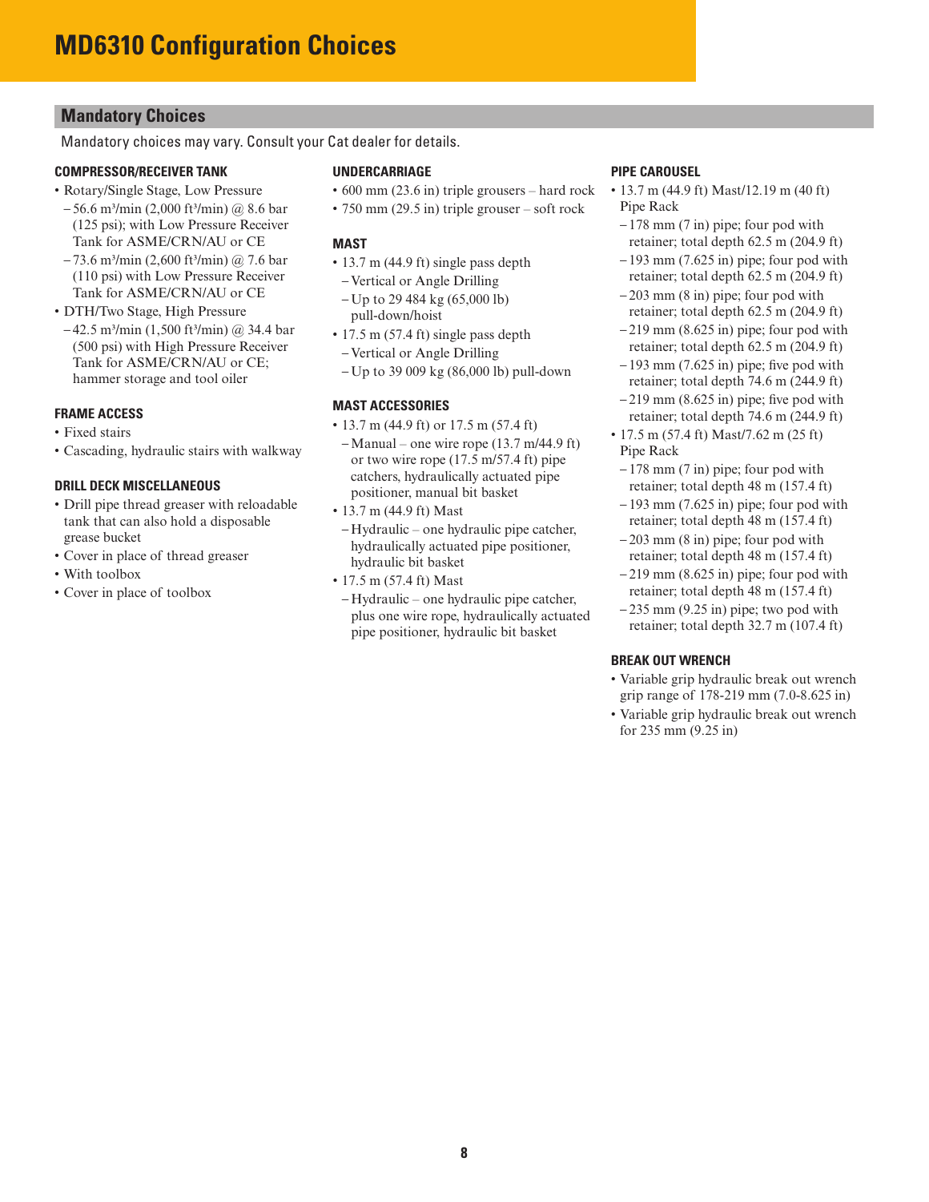# MD6310 Configuration Choices

## Mandatory Choices

Mandatory choices may vary. Consult your Cat dealer for details.

### COMPRESSOR/RECEIVER TANK

- Rotary/Single Stage, Low Pressure
  - 56.6 m³/min (2,000 ft³/min) @ 8.6 bar (125 psi); with Low Pressure Receiver Tank for ASME/CRN/AU or CE
  - 73.6 m³/min (2,600 ft³/min) @ 7.6 bar (110 psi) with Low Pressure Receiver Tank for ASME/CRN/AU or CE
- DTH/Two Stage, High Pressure
  - 42.5 m³/min (1,500 ft³/min) @ 34.4 bar (500 psi) with High Pressure Receiver Tank for ASME/CRN/AU or CE; hammer storage and tool oiler

### FRAME ACCESS

- Fixed stairs
- Cascading, hydraulic stairs with walkway

### DRILL DECK MISCELLANEOUS

- Drill pipe thread greaser with reloadable tank that can also hold a disposable grease bucket
- Cover in place of thread greaser
- With toolbox
- Cover in place of toolbox

### UNDERCARRIAGE

- 600 mm (23.6 in) triple grousers – hard rock
- 750 mm (29.5 in) triple grouser – soft rock

### MAST

- 13.7 m (44.9 ft) single pass depth
  - Vertical or Angle Drilling
  - Up to 29 484 kg (65,000 lb) pull-down/hoist
- 17.5 m (57.4 ft) single pass depth
  - Vertical or Angle Drilling
  - Up to 39 009 kg (86,000 lb) pull-down

### MAST ACCESSORIES

- 13.7 m (44.9 ft) or 17.5 m (57.4 ft)
  - Manual – one wire rope (13.7 m/44.9 ft) or two wire rope (17.5 m/57.4 ft) pipe catchers, hydraulically actuated pipe positioner, manual bit basket
- 13.7 m (44.9 ft) Mast
  - Hydraulic – one hydraulic pipe catcher, hydraulically actuated pipe positioner, hydraulic bit basket
- 17.5 m (57.4 ft) Mast
  - Hydraulic – one hydraulic pipe catcher, plus one wire rope, hydraulically actuated pipe positioner, hydraulic bit basket

### PIPE CAROUSEL

- 13.7 m (44.9 ft) Mast/12.19 m (40 ft) Pipe Rack
  - 178 mm (7 in) pipe; four pod with retainer; total depth 62.5 m (204.9 ft)
  - 193 mm (7.625 in) pipe; four pod with retainer; total depth 62.5 m (204.9 ft)
  - 203 mm (8 in) pipe; four pod with retainer; total depth 62.5 m (204.9 ft)
  - 219 mm (8.625 in) pipe; four pod with retainer; total depth 62.5 m (204.9 ft)
  - 193 mm (7.625 in) pipe; five pod with retainer; total depth 74.6 m (244.9 ft)
  - 219 mm (8.625 in) pipe; five pod with retainer; total depth 74.6 m (244.9 ft)
- 17.5 m (57.4 ft) Mast/7.62 m (25 ft) Pipe Rack
  - 178 mm (7 in) pipe; four pod with retainer; total depth 48 m (157.4 ft)
  - 193 mm (7.625 in) pipe; four pod with retainer; total depth 48 m (157.4 ft)
  - 203 mm (8 in) pipe; four pod with retainer; total depth 48 m (157.4 ft)
  - 219 mm (8.625 in) pipe; four pod with retainer; total depth 48 m (157.4 ft)
  - 235 mm (9.25 in) pipe; two pod with retainer; total depth 32.7 m (107.4 ft)

### BREAK OUT WRENCH

- Variable grip hydraulic break out wrench grip range of 178-219 mm (7.0-8.625 in)
- Variable grip hydraulic break out wrench for 235 mm (9.25 in)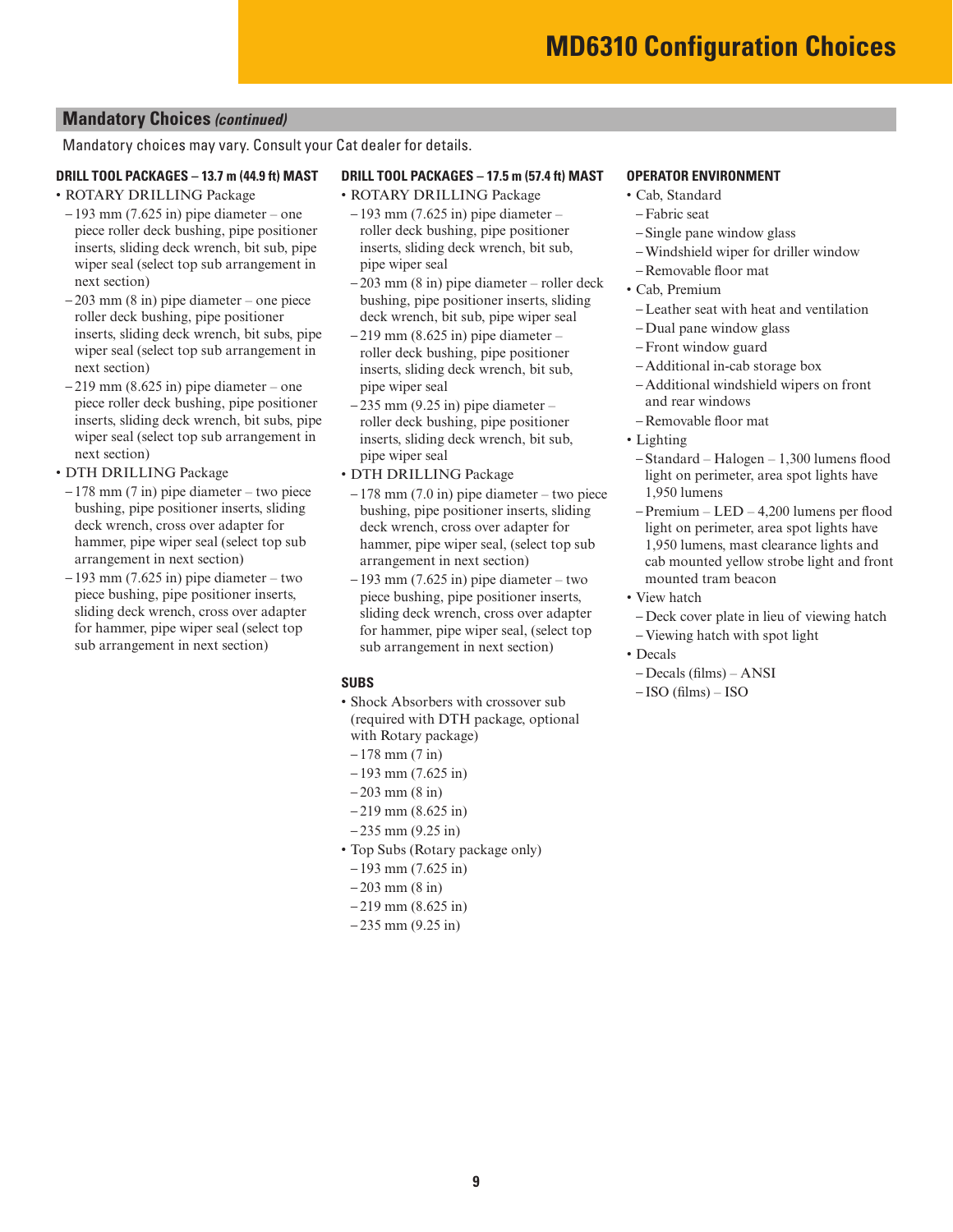# MD6310 Configuration Choices

## Mandatory Choices *(continued)*

Mandatory choices may vary. Consult your Cat dealer for details.

### DRILL TOOL PACKAGES – 13.7 m (44.9 ft) MAST

- ROTARY DRILLING Package
  - 193 mm (7.625 in) pipe diameter – one piece roller deck bushing, pipe positioner inserts, sliding deck wrench, bit sub, pipe wiper seal (select top sub arrangement in next section)
  - 203 mm (8 in) pipe diameter – one piece roller deck bushing, pipe positioner inserts, sliding deck wrench, bit subs, pipe wiper seal (select top sub arrangement in next section)
  - 219 mm (8.625 in) pipe diameter – one piece roller deck bushing, pipe positioner inserts, sliding deck wrench, bit subs, pipe wiper seal (select top sub arrangement in next section)
- DTH DRILLING Package
  - 178 mm (7 in) pipe diameter – two piece bushing, pipe positioner inserts, sliding deck wrench, cross over adapter for hammer, pipe wiper seal (select top sub arrangement in next section)
  - 193 mm (7.625 in) pipe diameter – two piece bushing, pipe positioner inserts, sliding deck wrench, cross over adapter for hammer, pipe wiper seal (select top sub arrangement in next section)

### DRILL TOOL PACKAGES – 17.5 m (57.4 ft) MAST

- ROTARY DRILLING Package
  - 193 mm (7.625 in) pipe diameter – roller deck bushing, pipe positioner inserts, sliding deck wrench, bit sub, pipe wiper seal
  - 203 mm (8 in) pipe diameter – roller deck bushing, pipe positioner inserts, sliding deck wrench, bit sub, pipe wiper seal
  - 219 mm (8.625 in) pipe diameter – roller deck bushing, pipe positioner inserts, sliding deck wrench, bit sub, pipe wiper seal
  - 235 mm (9.25 in) pipe diameter – roller deck bushing, pipe positioner inserts, sliding deck wrench, bit sub, pipe wiper seal
- DTH DRILLING Package
  - 178 mm (7.0 in) pipe diameter – two piece bushing, pipe positioner inserts, sliding deck wrench, cross over adapter for hammer, pipe wiper seal, (select top sub arrangement in next section)
  - 193 mm (7.625 in) pipe diameter – two piece bushing, pipe positioner inserts, sliding deck wrench, cross over adapter for hammer, pipe wiper seal, (select top sub arrangement in next section)

### SUBS

- Shock Absorbers with crossover sub (required with DTH package, optional with Rotary package)
  - 178 mm (7 in)
  - 193 mm (7.625 in)
  - 203 mm (8 in)
  - 219 mm (8.625 in)
  - 235 mm (9.25 in)
- Top Subs (Rotary package only)
  - 193 mm (7.625 in)
  - 203 mm (8 in)
  - 219 mm (8.625 in)
  - 235 mm (9.25 in)

### OPERATOR ENVIRONMENT

- Cab, Standard
  - Fabric seat
  - Single pane window glass
  - Windshield wiper for driller window
  - Removable floor mat
- Cab, Premium
  - Leather seat with heat and ventilation
  - Dual pane window glass
  - Front window guard
  - Additional in-cab storage box
  - Additional windshield wipers on front and rear windows
  - Removable floor mat
- Lighting
  - Standard – Halogen – 1,300 lumens flood light on perimeter, area spot lights have 1,950 lumens
  - Premium – LED – 4,200 lumens per flood light on perimeter, area spot lights have 1,950 lumens, mast clearance lights and cab mounted yellow strobe light and front mounted tram beacon
- View hatch
  - Deck cover plate in lieu of viewing hatch
  - Viewing hatch with spot light
- Decals
  - Decals (films) – ANSI
  - ISO (films) – ISO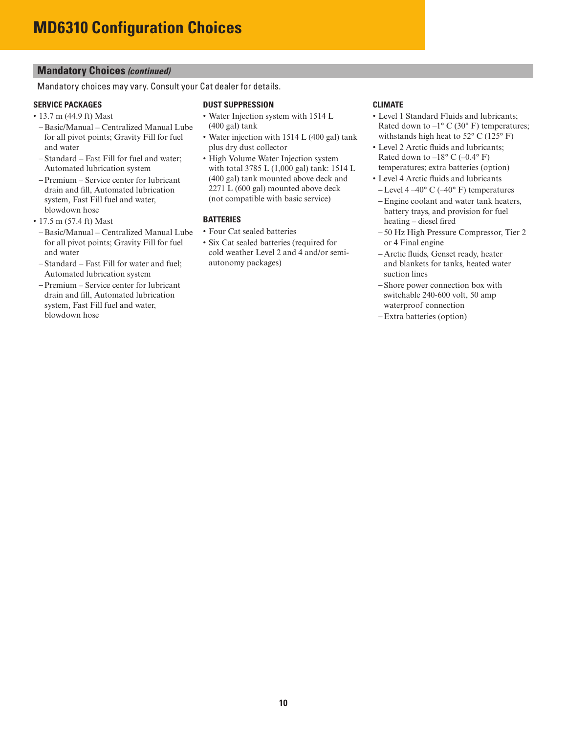# MD6310 Configuration Choices

## Mandatory Choices *(continued)*

Mandatory choices may vary. Consult your Cat dealer for details.

### SERVICE PACKAGES

- 13.7 m (44.9 ft) Mast
  - Basic/Manual – Centralized Manual Lube for all pivot points; Gravity Fill for fuel and water
  - Standard – Fast Fill for fuel and water; Automated lubrication system
  - Premium – Service center for lubricant drain and fill, Automated lubrication system, Fast Fill fuel and water, blowdown hose
- 17.5 m (57.4 ft) Mast
  - Basic/Manual – Centralized Manual Lube for all pivot points; Gravity Fill for fuel and water
  - Standard – Fast Fill for water and fuel; Automated lubrication system
  - Premium – Service center for lubricant drain and fill, Automated lubrication system, Fast Fill fuel and water, blowdown hose

### DUST SUPPRESSION

- Water Injection system with 1514 L (400 gal) tank
- Water injection with 1514 L (400 gal) tank plus dry dust collector
- High Volume Water Injection system with total 3785 L (1,000 gal) tank: 1514 L (400 gal) tank mounted above deck and 2271 L (600 gal) mounted above deck (not compatible with basic service)

### BATTERIES

- Four Cat sealed batteries
- Six Cat sealed batteries (required for cold weather Level 2 and 4 and/or semi-autonomy packages)

### CLIMATE

- Level 1 Standard Fluids and lubricants; Rated down to –1° C (30° F) temperatures; withstands high heat to 52° C (125° F)
- Level 2 Arctic fluids and lubricants; Rated down to –18° C (–0.4° F) temperatures; extra batteries (option)
- Level 4 Arctic fluids and lubricants
  - Level 4 –40° C (–40° F) temperatures
  - Engine coolant and water tank heaters, battery trays, and provision for fuel heating – diesel fired
  - 50 Hz High Pressure Compressor, Tier 2 or 4 Final engine
  - Arctic fluids, Genset ready, heater and blankets for tanks, heated water suction lines
  - Shore power connection box with switchable 240-600 volt, 50 amp waterproof connection
  - Extra batteries (option)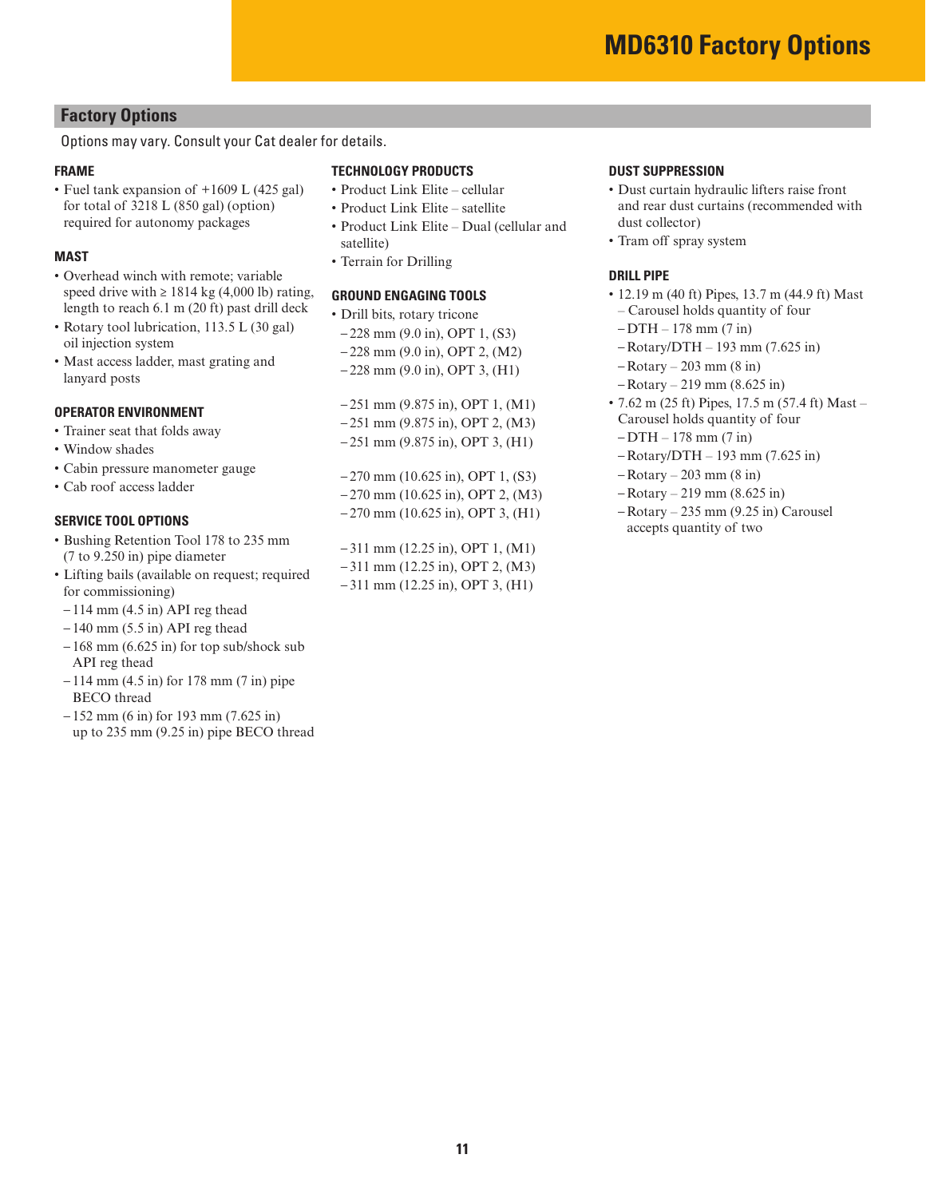# MD6310 Factory Options

## Factory Options

Options may vary. Consult your Cat dealer for details.

### FRAME

- Fuel tank expansion of +1609 L (425 gal) for total of 3218 L (850 gal) (option) required for autonomy packages

### MAST

- Overhead winch with remote; variable speed drive with ≥ 1814 kg (4,000 lb) rating, length to reach 6.1 m (20 ft) past drill deck
- Rotary tool lubrication, 113.5 L (30 gal) oil injection system
- Mast access ladder, mast grating and lanyard posts

### OPERATOR ENVIRONMENT

- Trainer seat that folds away
- Window shades
- Cabin pressure manometer gauge
- Cab roof access ladder

### SERVICE TOOL OPTIONS

- Bushing Retention Tool 178 to 235 mm (7 to 9.250 in) pipe diameter
- Lifting bails (available on request; required for commissioning)
  - 114 mm (4.5 in) API reg thead
  - 140 mm (5.5 in) API reg thead
  - 168 mm (6.625 in) for top sub/shock sub API reg thead
  - 114 mm (4.5 in) for 178 mm (7 in) pipe BECO thread
  - 152 mm (6 in) for 193 mm (7.625 in) up to 235 mm (9.25 in) pipe BECO thread

### TECHNOLOGY PRODUCTS

- Product Link Elite – cellular
- Product Link Elite – satellite
- Product Link Elite – Dual (cellular and satellite)
- Terrain for Drilling

### GROUND ENGAGING TOOLS

- Drill bits, rotary tricone
  - 228 mm (9.0 in), OPT 1, (S3)
  - 228 mm (9.0 in), OPT 2, (M2)
  - 228 mm (9.0 in), OPT 3, (H1)

  - 251 mm (9.875 in), OPT 1, (M1)
  - 251 mm (9.875 in), OPT 2, (M3)
  - 251 mm (9.875 in), OPT 3, (H1)

  - 270 mm (10.625 in), OPT 1, (S3)
  - 270 mm (10.625 in), OPT 2, (M3)
  - 270 mm (10.625 in), OPT 3, (H1)

  - 311 mm (12.25 in), OPT 1, (M1)
  - 311 mm (12.25 in), OPT 2, (M3)
  - 311 mm (12.25 in), OPT 3, (H1)

### DUST SUPPRESSION

- Dust curtain hydraulic lifters raise front and rear dust curtains (recommended with dust collector)
- Tram off spray system

### DRILL PIPE

- 12.19 m (40 ft) Pipes, 13.7 m (44.9 ft) Mast – Carousel holds quantity of four
  - DTH – 178 mm (7 in)
  - Rotary/DTH – 193 mm (7.625 in)
  - Rotary – 203 mm (8 in)
  - Rotary – 219 mm (8.625 in)
- 7.62 m (25 ft) Pipes, 17.5 m (57.4 ft) Mast – Carousel holds quantity of four
  - DTH – 178 mm (7 in)
  - Rotary/DTH – 193 mm (7.625 in)
  - Rotary – 203 mm (8 in)
  - Rotary – 219 mm (8.625 in)
  - Rotary – 235 mm (9.25 in) Carousel accepts quantity of two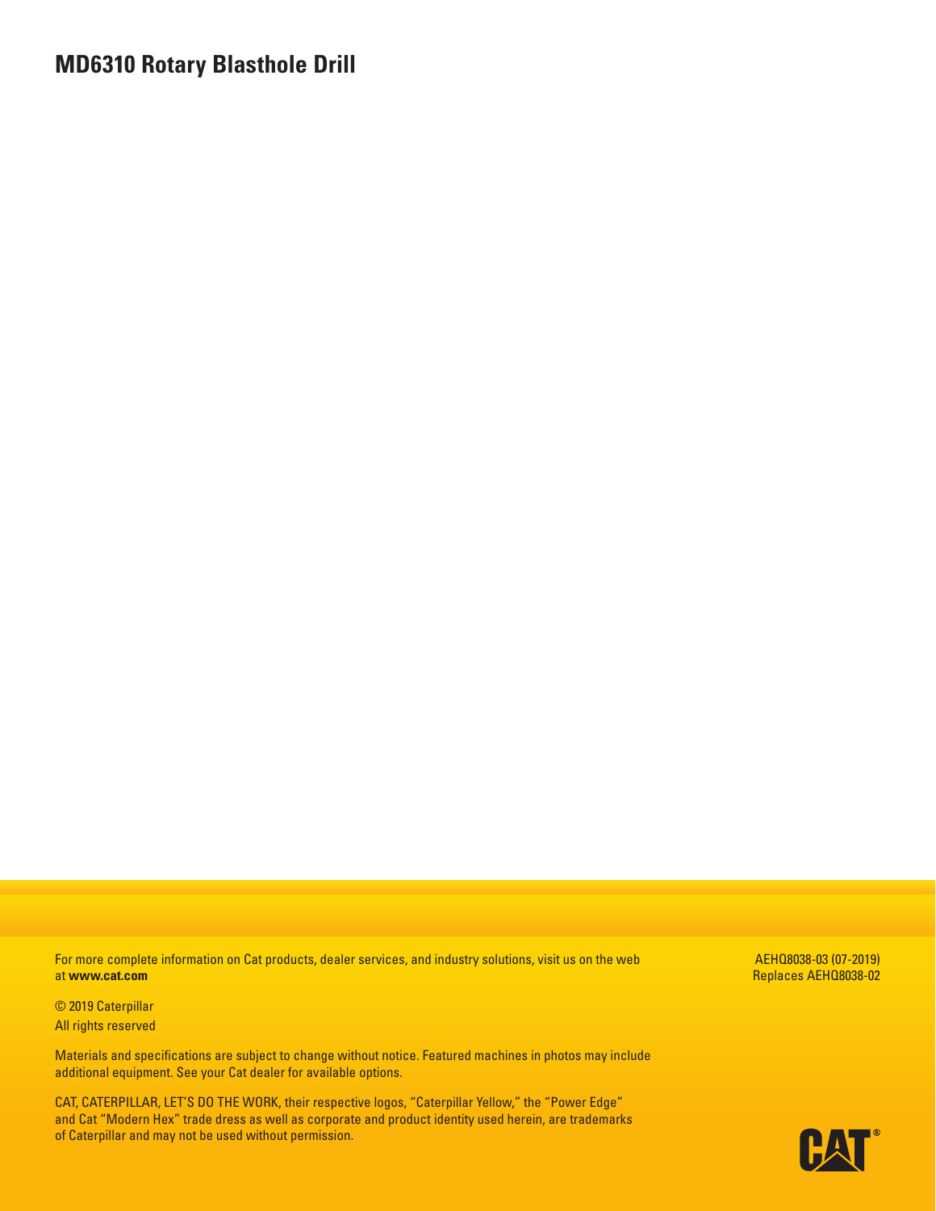# MD6310 Rotary Blasthole Drill

For more complete information on Cat products, dealer services, and industry solutions, visit us on the web at **www.cat.com**

© 2019 Caterpillar
All rights reserved

Materials and specifications are subject to change without notice. Featured machines in photos may include additional equipment. See your Cat dealer for available options.

CAT, CATERPILLAR, LET'S DO THE WORK, their respective logos, "Caterpillar Yellow," the "Power Edge" and Cat "Modern Hex" trade dress as well as corporate and product identity used herein, are trademarks of Caterpillar and may not be used without permission.

AEHQ8038-03 (07-2019)
Replaces AEHQ8038-02

CAT®